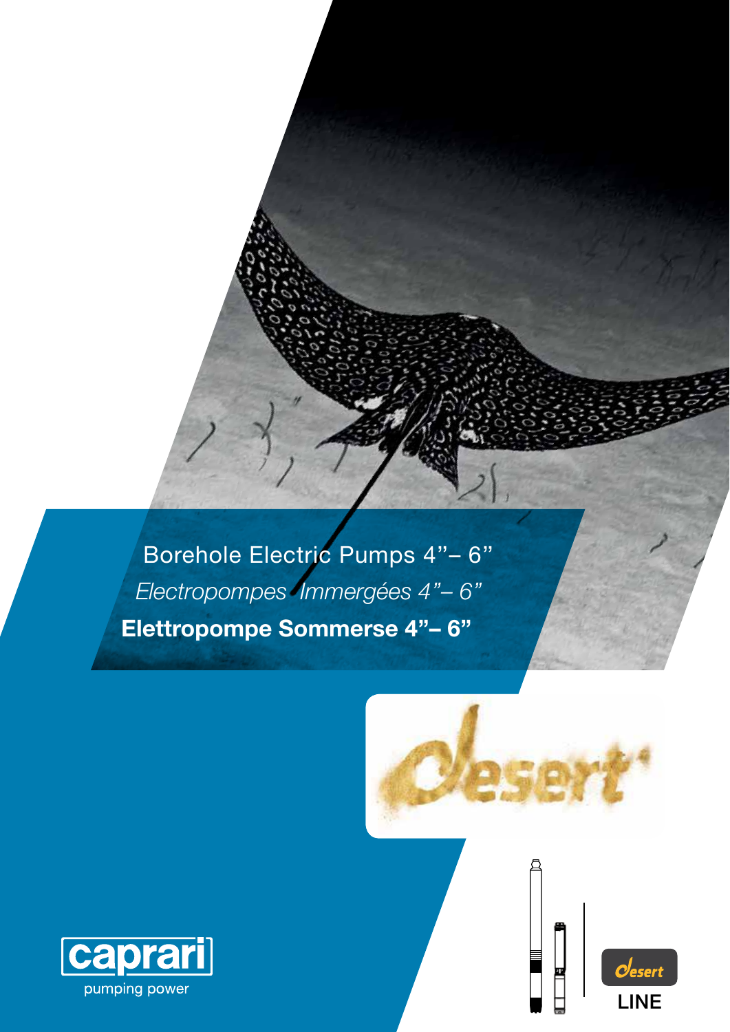# Borehole Electric Pumps 4”– 6”

*Electropompes Immergées 4”– 6”*

**Elettropompe Sommerse 4”– 6”**

desert

caprari

pumping power

desert

LINE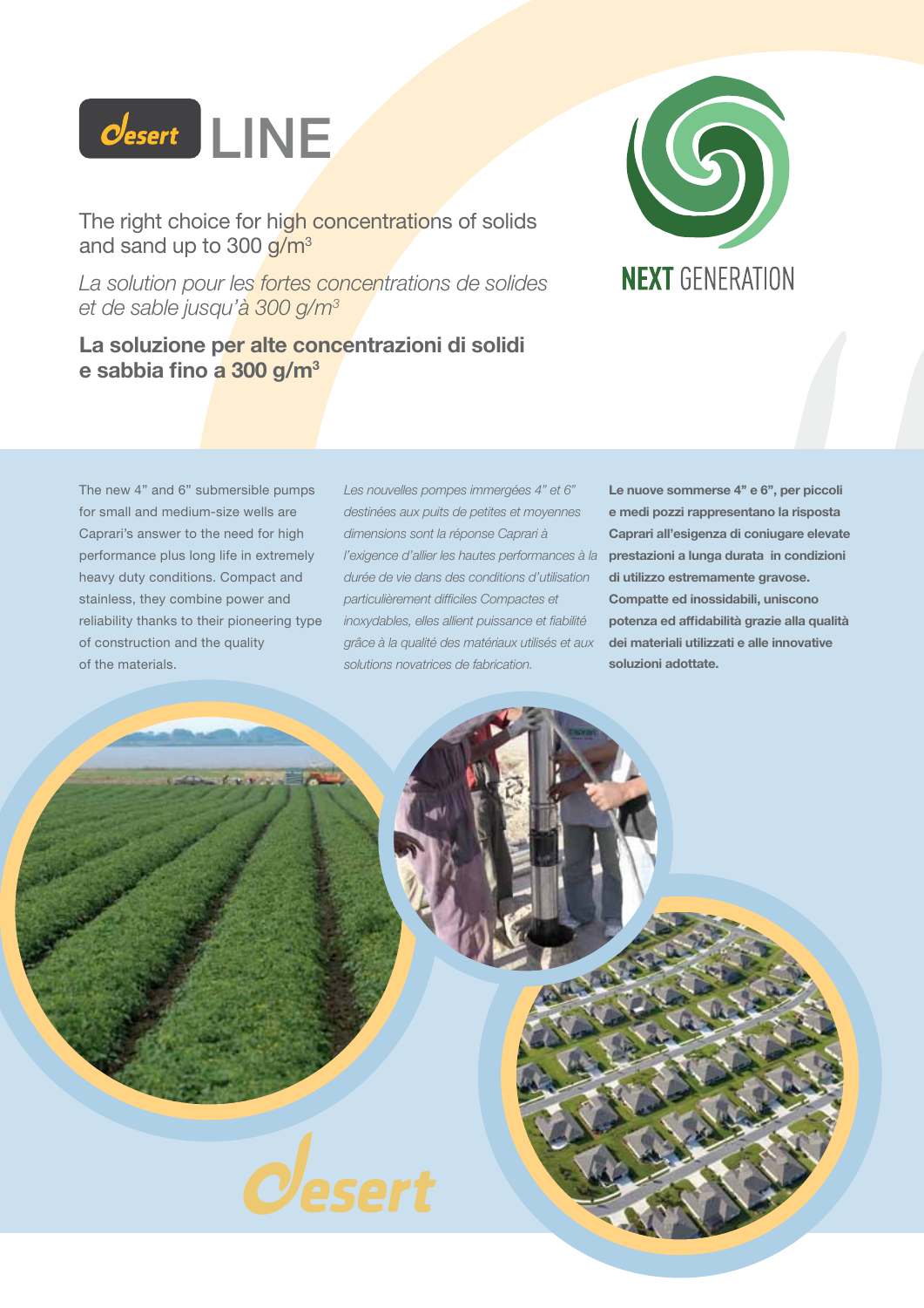# Desert LINE

NEXT GENERATION

The right choice for high concentrations of solids and sand up to 300 g/m³

*La solution pour les fortes concentrations de solides et de sable jusqu'à 300 g/m³*

**La soluzione per alte concentrazioni di solidi e sabbia fino a 300 g/m³**

The new 4" and 6" submersible pumps for small and medium-size wells are Caprari's answer to the need for high performance plus long life in extremely heavy duty conditions. Compact and stainless, they combine power and reliability thanks to their pioneering type of construction and the quality of the materials.

*Les nouvelles pompes immergées 4" et 6" destinées aux puits de petites et moyennes dimensions sont la réponse Caprari à l'exigence d'allier les hautes performances à la durée de vie dans des conditions d'utilisation particulièrement difficiles Compactes et inoxydables, elles allient puissance et fiabilité grâce à la qualité des matériaux utilisés et aux solutions novatrices de fabrication.*

**Le nuove sommerse 4" e 6", per piccoli e medi pozzi rappresentano la risposta Caprari all'esigenza di coniugare elevate prestazioni a lunga durata in condizioni di utilizzo estremamente gravose. Compatte ed inossidabili, uniscono potenza ed affidabilità grazie alla qualità dei materiali utilizzati e alle innovative soluzioni adottate.**

Desert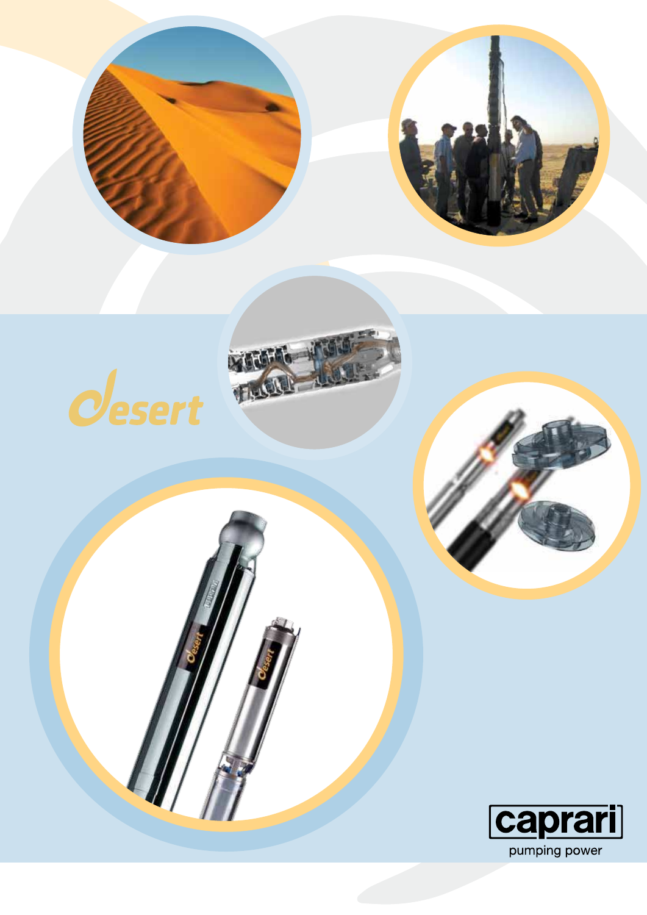Desert

caprari

pumping power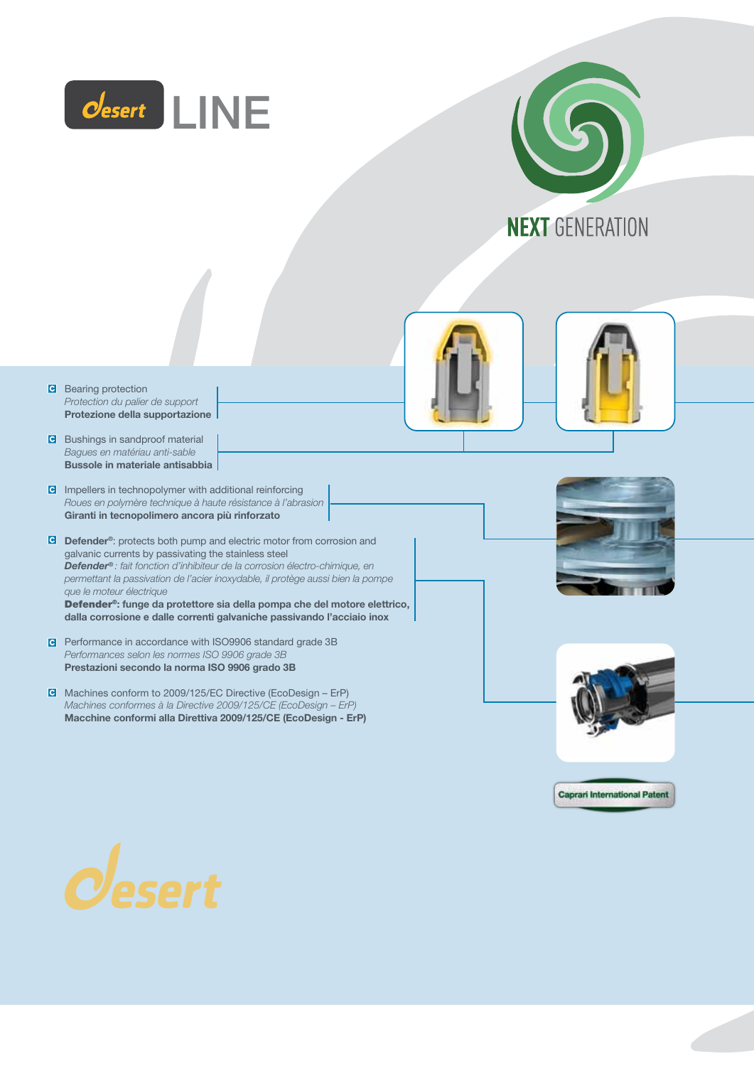# Desert LINE

NEXT GENERATION

- Bearing protection
  *Protection du palier de support*
  **Protezione della supportazione**

- Bushings in sandproof material
  *Bagues en matériau anti-sable*
  **Bussole in materiale antisabbia**

- Impellers in technopolymer with additional reinforcing
  *Roues en polymère technique à haute résistance à l'abrasion*
  **Giranti in tecnopolimero ancora più rinforzato**

- **Defender®**: protects both pump and electric motor from corrosion and galvanic currents by passivating the stainless steel
  ***Defender®** : fait fonction d'inhibiteur de la corrosion électro-chimique, en permettant la passivation de l'acier inoxydable, il protège aussi bien la pompe que le moteur électrique*
  **Defender®: funge da protettore sia della pompa che del motore elettrico, dalla corrosione e dalle correnti galvaniche passivando l'acciaio inox**

- Performance in accordance with ISO9906 standard grade 3B
  *Performances selon les normes ISO 9906 grade 3B*
  **Prestazioni secondo la norma ISO 9906 grado 3B**

- Machines conform to 2009/125/EC Directive (EcoDesign – ErP)
  *Machines conformes à la Directive 2009/125/CE (EcoDesign – ErP)*
  **Macchine conformi alla Direttiva 2009/125/CE (EcoDesign - ErP)**

Caprari International Patent

Desert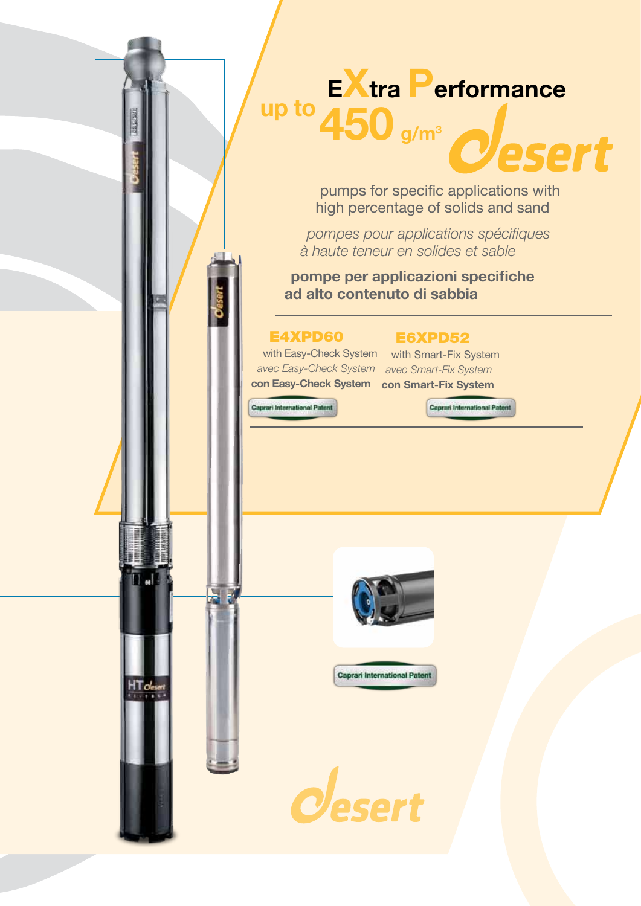# EXtra Performance

up to 450 g/m³ Desert

pumps for specific applications with high percentage of solids and sand

*pompes pour applications spécifiques à haute teneur en solides et sable*

**pompe per applicazioni specifiche ad alto contenuto di sabbia**

## E4XPD60

with Easy-Check System

*avec Easy-Check System*

**con Easy-Check System**

Caprari International Patent

## E6XPD52

with Smart-Fix System

*avec Smart-Fix System*

**con Smart-Fix System**

Caprari International Patent

Caprari International Patent

Desert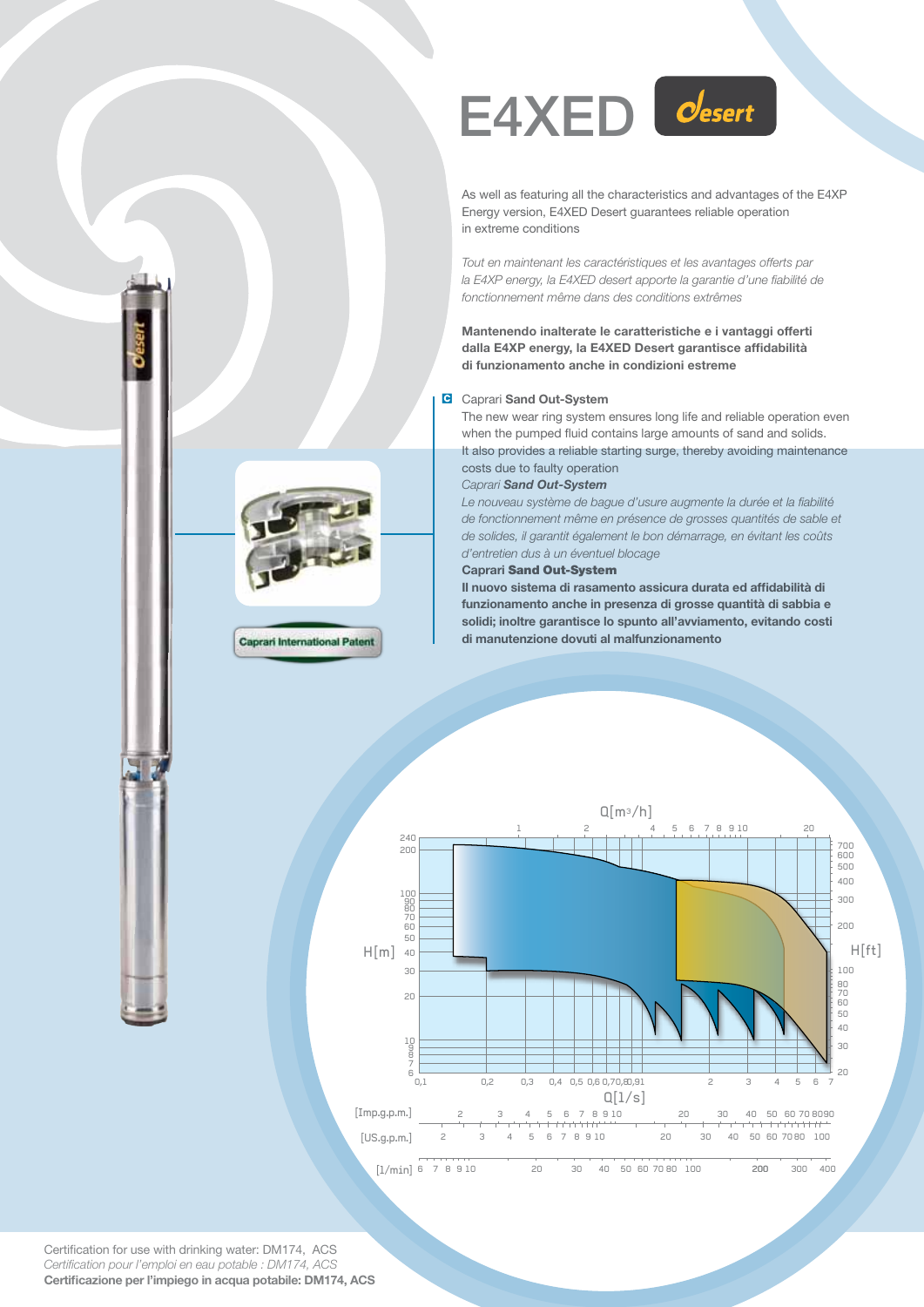# E4XED Desert

As well as featuring all the characteristics and advantages of the E4XP Energy version, E4XED Desert guarantees reliable operation in extreme conditions

*Tout en maintenant les caractéristiques et les avantages offerts par la E4XP energy, la E4XED desert apporte la garantie d'une fiabilité de fonctionnement même dans des conditions extrêmes*

**Mantenendo inalterate le caratteristiche e i vantaggi offerti dalla E4XP energy, la E4XED Desert garantisce affidabilità di funzionamento anche in condizioni estreme**

Caprari International Patent

### Caprari **Sand Out-System**

The new wear ring system ensures long life and reliable operation even when the pumped fluid contains large amounts of sand and solids. It also provides a reliable starting surge, thereby avoiding maintenance costs due to faulty operation

*Caprari **Sand Out-System***

*Le nouveau système de bague d'usure augmente la durée et la fiabilité de fonctionnement même en présence de grosses quantités de sable et de solides, il garantit également le bon démarrage, en évitant les coûts d'entretien dus à un éventuel blocage*

**Caprari Sand Out-System**

**Il nuovo sistema di rasamento assicura durata ed affidabilità di funzionamento anche in presenza di grosse quantità di sabbia e solidi; inoltre garantisce lo spunto all'avviamento, evitando costi di manutenzione dovuti al malfunzionamento**

Certification for use with drinking water: DM174, ACS

*Certification pour l'emploi en eau potable : DM174, ACS*

**Certificazione per l'impiego in acqua potabile: DM174, ACS**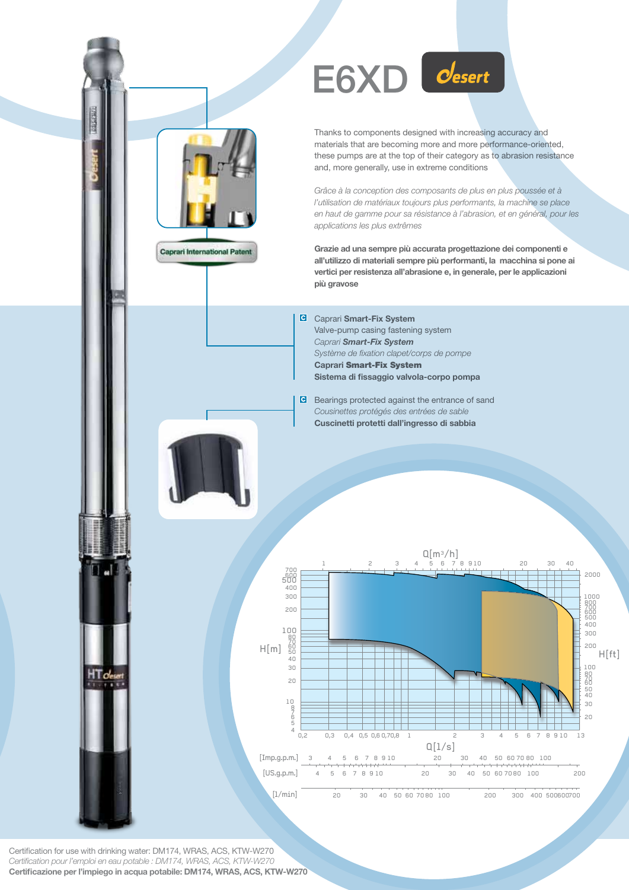# E6XD

Thanks to components designed with increasing accuracy and materials that are becoming more and more performance-oriented, these pumps are at the top of their category as to abrasion resistance and, more generally, use in extreme conditions

*Grâce à la conception des composants de plus en plus poussée et à l'utilisation de matériaux toujours plus performants, la machine se place en haut de gamme pour sa résistance à l'abrasion, et en général, pour les applications les plus extrêmes*

**Grazie ad una sempre più accurata progettazione dei componenti e all'utilizzo di materiali sempre più performanti, la macchina si pone ai vertici per resistenza all'abrasione e, in generale, per le applicazioni più gravose**

Caprari International Patent

Caprari **Smart-Fix System**
Valve-pump casing fastening system
*Caprari **Smart-Fix System***
*Système de fixation clapet/corps de pompe*
**Caprari Smart-Fix System**
**Sistema di fissaggio valvola-corpo pompa**

Bearings protected against the entrance of sand
*Cousinettes protégés des entrées de sable*
**Cuscinetti protetti dall'ingresso di sabbia**

Certification for use with drinking water: DM174, WRAS, ACS, KTW-W270
*Certification pour l'emploi en eau potable : DM174, WRAS, ACS, KTW-W270*
**Certificazione per l'impiego in acqua potabile: DM174, WRAS, ACS, KTW-W270**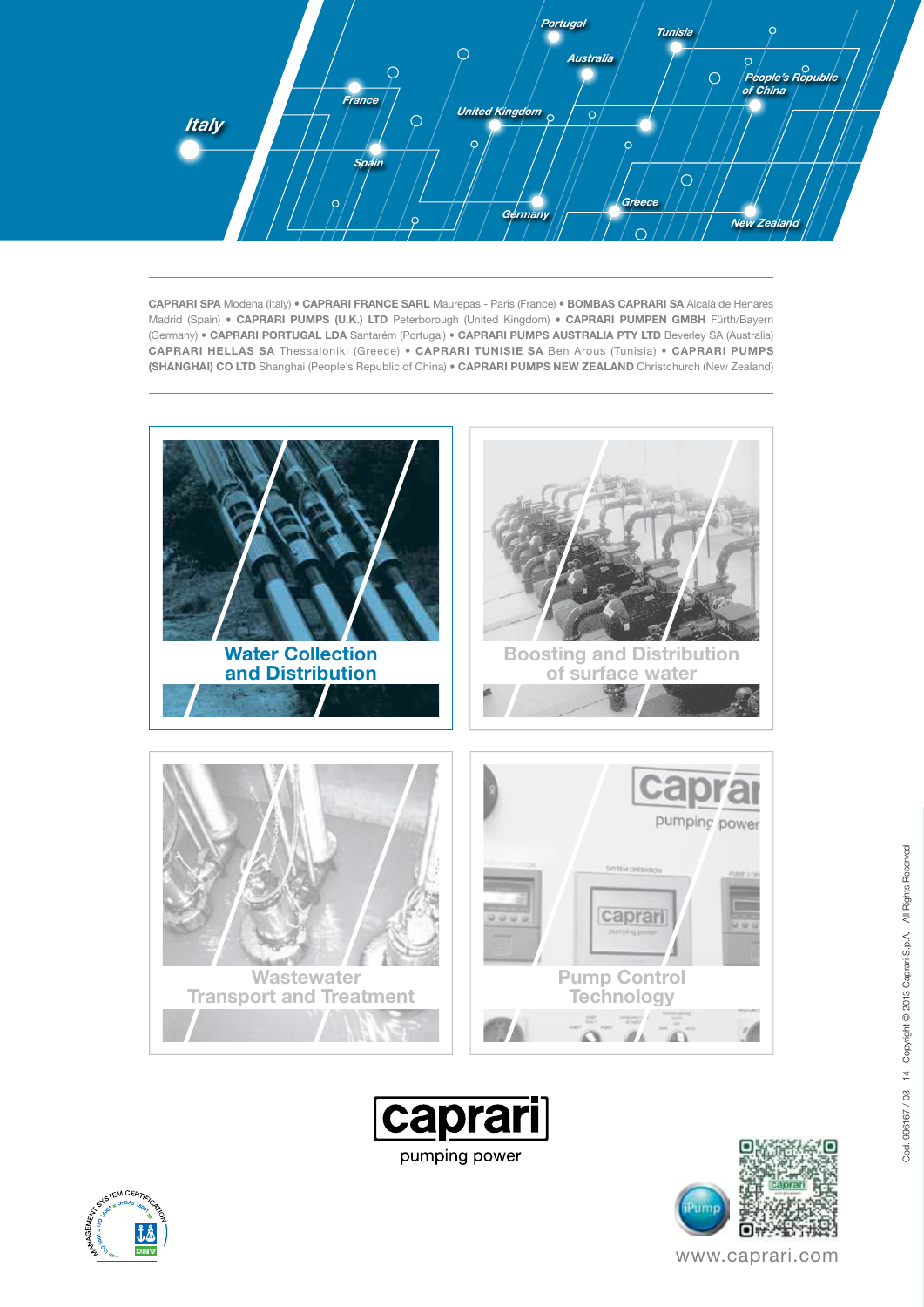Italy
France
Spain
Portugal
Australia
United Kingdom
Germany
Tunisia
Greece
People's Republic of China
New Zealand

**CAPRARI SPA** Modena (Italy) • **CAPRARI FRANCE SARL** Maurepas - Paris (France) • **BOMBAS CAPRARI SA** Alcalà de Henares Madrid (Spain) • **CAPRARI PUMPS (U.K.) LTD** Peterborough (United Kingdom) • **CAPRARI PUMPEN GMBH** Fürth/Bayern (Germany) • **CAPRARI PORTUGAL LDA** Santarém (Portugal) • **CAPRARI PUMPS AUSTRALIA PTY LTD** Beverley SA (Australia) **CAPRARI HELLAS SA** Thessaloniki (Greece) • **CAPRARI TUNISIE SA** Ben Arous (Tunisia) • **CAPRARI PUMPS (SHANGHAI) CO LTD** Shanghai (People's Republic of China) • **CAPRARI PUMPS NEW ZEALAND** Christchurch (New Zealand)

**Water Collection and Distribution**

Boosting and Distribution of surface water

Wastewater Transport and Treatment

Pump Control Technology

caprari
pumping power

www.caprari.com

Cod. 996167 / 03 - 14 - Copyright © 2013 Caprari S.p.A. - All Rights Reserved